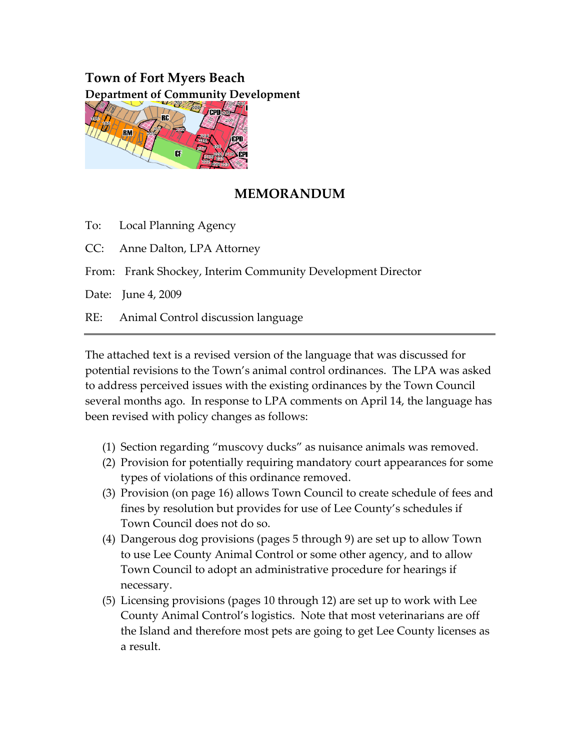# Town of Fort Myers Beach

**Department of Community Development**

## MEMORANDUM

To: Local Planning Agency

CC: Anne Dalton, LPA Attorney

From: Frank Shockey, Interim Community Development Director

Date: June 4, 2009

RE: Animal Control discussion language

---

The attached text is a revised version of the language that was discussed for potential revisions to the Town's animal control ordinances. The LPA was asked to address perceived issues with the existing ordinances by the Town Council several months ago. In response to LPA comments on April 14, the language has been revised with policy changes as follows:

(1) Section regarding "muscovy ducks" as nuisance animals was removed.

(2) Provision for potentially requiring mandatory court appearances for some types of violations of this ordinance removed.

(3) Provision (on page 16) allows Town Council to create schedule of fees and fines by resolution but provides for use of Lee County's schedules if Town Council does not do so.

(4) Dangerous dog provisions (pages 5 through 9) are set up to allow Town to use Lee County Animal Control or some other agency, and to allow Town Council to adopt an administrative procedure for hearings if necessary.

(5) Licensing provisions (pages 10 through 12) are set up to work with Lee County Animal Control's logistics. Note that most veterinarians are off the Island and therefore most pets are going to get Lee County licenses as a result.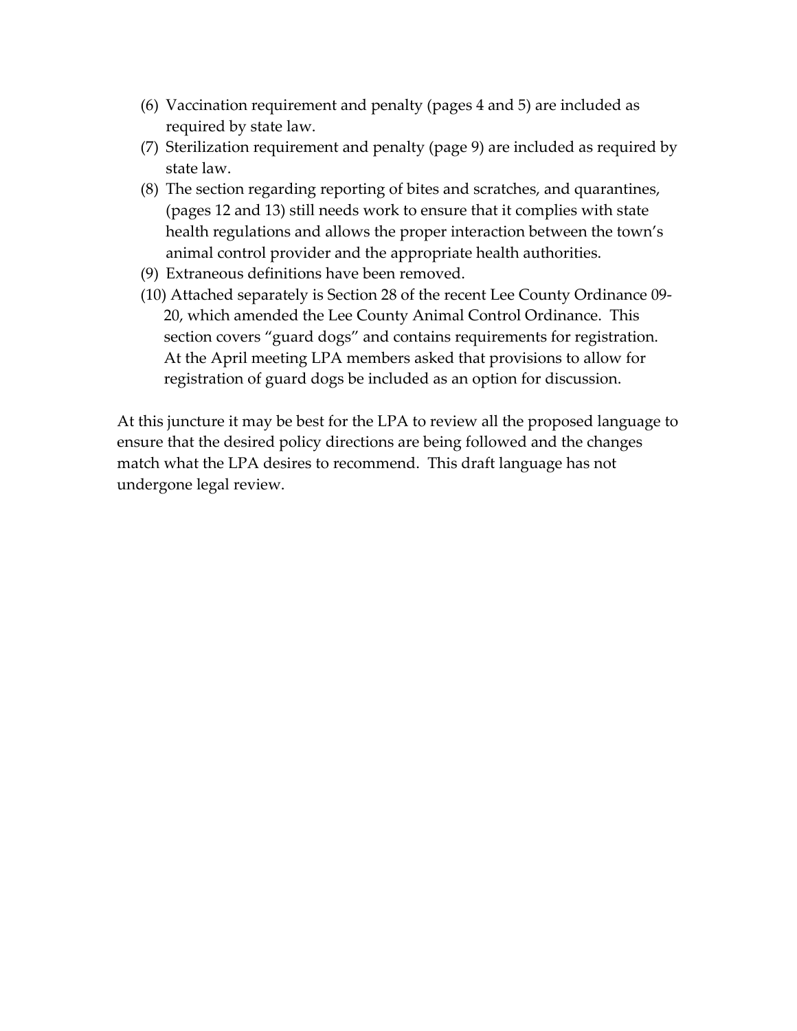(6) Vaccination requirement and penalty (pages 4 and 5) are included as required by state law.

(7) Sterilization requirement and penalty (page 9) are included as required by state law.

(8) The section regarding reporting of bites and scratches, and quarantines, (pages 12 and 13) still needs work to ensure that it complies with state health regulations and allows the proper interaction between the town's animal control provider and the appropriate health authorities.

(9) Extraneous definitions have been removed.

(10) Attached separately is Section 28 of the recent Lee County Ordinance 09-20, which amended the Lee County Animal Control Ordinance. This section covers "guard dogs" and contains requirements for registration. At the April meeting LPA members asked that provisions to allow for registration of guard dogs be included as an option for discussion.

At this juncture it may be best for the LPA to review all the proposed language to ensure that the desired policy directions are being followed and the changes match what the LPA desires to recommend. This draft language has not undergone legal review.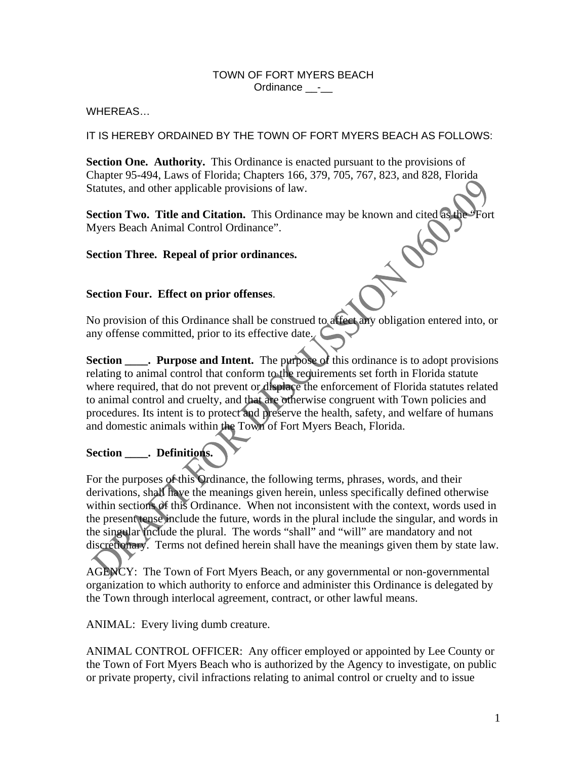TOWN OF FORT MYERS BEACH
Ordinance __-__

WHEREAS…

IT IS HEREBY ORDAINED BY THE TOWN OF FORT MYERS BEACH AS FOLLOWS:

**Section One. Authority.** This Ordinance is enacted pursuant to the provisions of Chapter 95-494, Laws of Florida; Chapters 166, 379, 705, 767, 823, and 828, Florida Statutes, and other applicable provisions of law.

**Section Two. Title and Citation.** This Ordinance may be known and cited as the "Fort Myers Beach Animal Control Ordinance".

**Section Three. Repeal of prior ordinances.**

**Section Four. Effect on prior offenses**.

No provision of this Ordinance shall be construed to affect any obligation entered into, or any offense committed, prior to its effective date.

**Section ____. Purpose and Intent.** The purpose of this ordinance is to adopt provisions relating to animal control that conform to the requirements set forth in Florida statute where required, that do not prevent or displace the enforcement of Florida statutes related to animal control and cruelty, and that are otherwise congruent with Town policies and procedures. Its intent is to protect and preserve the health, safety, and welfare of humans and domestic animals within the Town of Fort Myers Beach, Florida.

**Section ____. Definitions.**

For the purposes of this Ordinance, the following terms, phrases, words, and their derivations, shall have the meanings given herein, unless specifically defined otherwise within sections of this Ordinance. When not inconsistent with the context, words used in the present tense include the future, words in the plural include the singular, and words in the singular include the plural. The words "shall" and "will" are mandatory and not discretionary. Terms not defined herein shall have the meanings given them by state law.

AGENCY: The Town of Fort Myers Beach, or any governmental or non-governmental organization to which authority to enforce and administer this Ordinance is delegated by the Town through interlocal agreement, contract, or other lawful means.

ANIMAL: Every living dumb creature.

ANIMAL CONTROL OFFICER: Any officer employed or appointed by Lee County or the Town of Fort Myers Beach who is authorized by the Agency to investigate, on public or private property, civil infractions relating to animal control or cruelty and to issue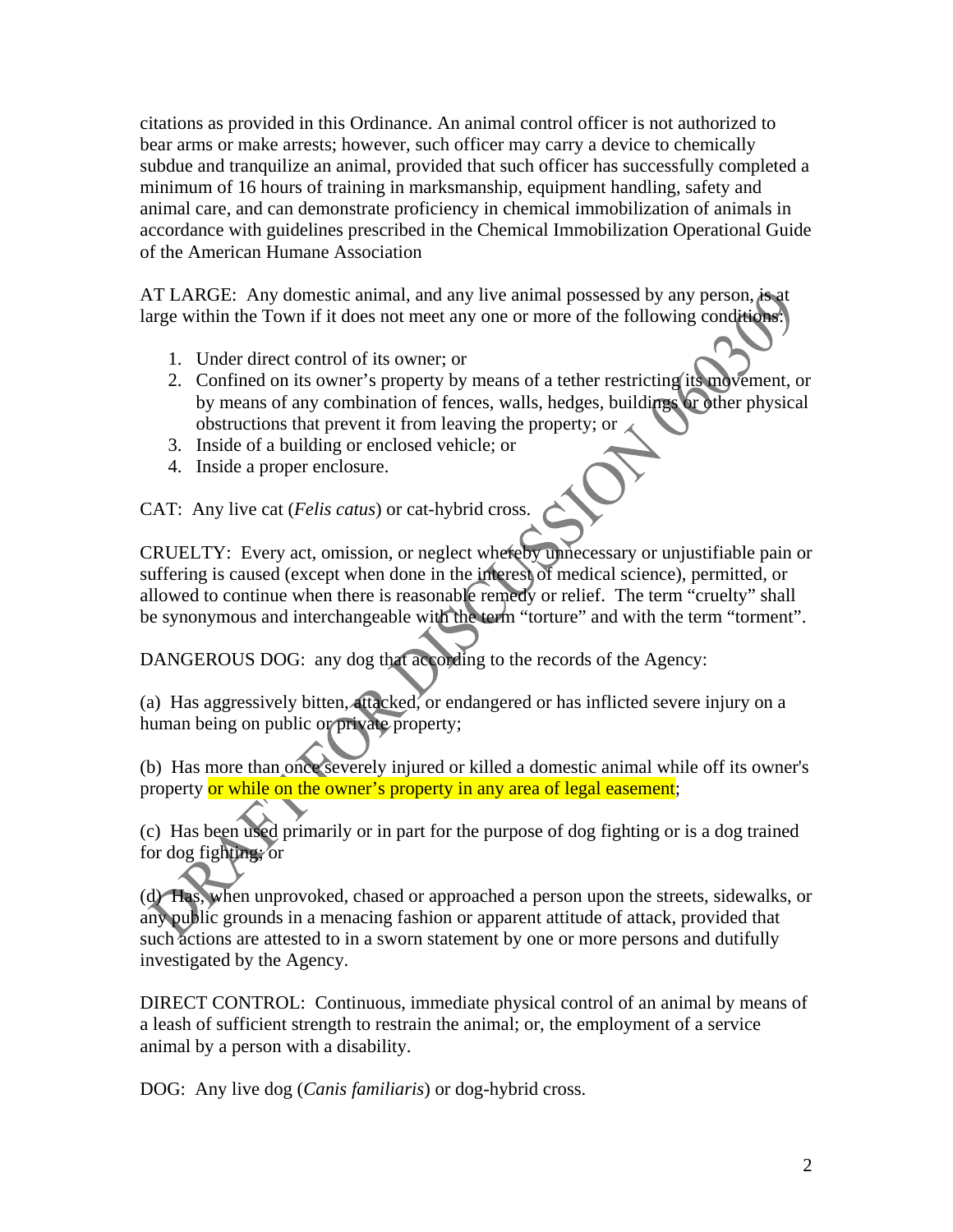citations as provided in this Ordinance. An animal control officer is not authorized to bear arms or make arrests; however, such officer may carry a device to chemically subdue and tranquilize an animal, provided that such officer has successfully completed a minimum of 16 hours of training in marksmanship, equipment handling, safety and animal care, and can demonstrate proficiency in chemical immobilization of animals in accordance with guidelines prescribed in the Chemical Immobilization Operational Guide of the American Humane Association

AT LARGE: Any domestic animal, and any live animal possessed by any person, is at large within the Town if it does not meet any one or more of the following conditions:

1. Under direct control of its owner; or
2. Confined on its owner's property by means of a tether restricting its movement, or by means of any combination of fences, walls, hedges, buildings or other physical obstructions that prevent it from leaving the property; or
3. Inside of a building or enclosed vehicle; or
4. Inside a proper enclosure.

CAT: Any live cat (*Felis catus*) or cat-hybrid cross.

CRUELTY: Every act, omission, or neglect whereby unnecessary or unjustifiable pain or suffering is caused (except when done in the interest of medical science), permitted, or allowed to continue when there is reasonable remedy or relief. The term "cruelty" shall be synonymous and interchangeable with the term "torture" and with the term "torment".

DANGEROUS DOG: any dog that according to the records of the Agency:

(a) Has aggressively bitten, attacked, or endangered or has inflicted severe injury on a human being on public or private property;

(b) Has more than once severely injured or killed a domestic animal while off its owner's property or while on the owner's property in any area of legal easement;

(c) Has been used primarily or in part for the purpose of dog fighting or is a dog trained for dog fighting; or

(d) Has, when unprovoked, chased or approached a person upon the streets, sidewalks, or any public grounds in a menacing fashion or apparent attitude of attack, provided that such actions are attested to in a sworn statement by one or more persons and dutifully investigated by the Agency.

DIRECT CONTROL: Continuous, immediate physical control of an animal by means of a leash of sufficient strength to restrain the animal; or, the employment of a service animal by a person with a disability.

DOG: Any live dog (*Canis familiaris*) or dog-hybrid cross.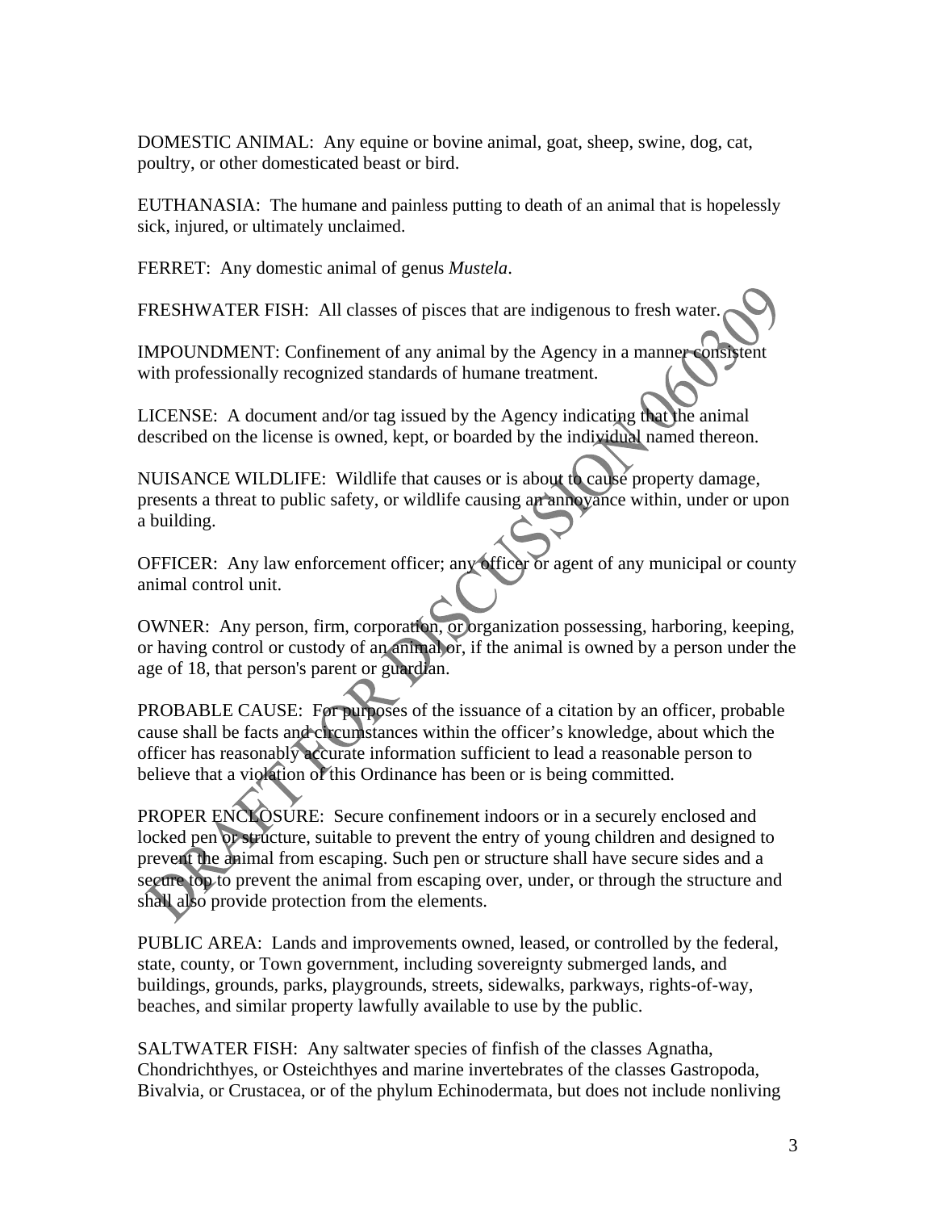DOMESTIC ANIMAL: Any equine or bovine animal, goat, sheep, swine, dog, cat, poultry, or other domesticated beast or bird.

EUTHANASIA: The humane and painless putting to death of an animal that is hopelessly sick, injured, or ultimately unclaimed.

FERRET: Any domestic animal of genus *Mustela*.

FRESHWATER FISH: All classes of pisces that are indigenous to fresh water.

IMPOUNDMENT: Confinement of any animal by the Agency in a manner consistent with professionally recognized standards of humane treatment.

LICENSE: A document and/or tag issued by the Agency indicating that the animal described on the license is owned, kept, or boarded by the individual named thereon.

NUISANCE WILDLIFE: Wildlife that causes or is about to cause property damage, presents a threat to public safety, or wildlife causing an annoyance within, under or upon a building.

OFFICER: Any law enforcement officer; any officer or agent of any municipal or county animal control unit.

OWNER: Any person, firm, corporation, or organization possessing, harboring, keeping, or having control or custody of an animal or, if the animal is owned by a person under the age of 18, that person's parent or guardian.

PROBABLE CAUSE: For purposes of the issuance of a citation by an officer, probable cause shall be facts and circumstances within the officer's knowledge, about which the officer has reasonably accurate information sufficient to lead a reasonable person to believe that a violation of this Ordinance has been or is being committed.

PROPER ENCLOSURE: Secure confinement indoors or in a securely enclosed and locked pen or structure, suitable to prevent the entry of young children and designed to prevent the animal from escaping. Such pen or structure shall have secure sides and a secure top to prevent the animal from escaping over, under, or through the structure and shall also provide protection from the elements.

PUBLIC AREA: Lands and improvements owned, leased, or controlled by the federal, state, county, or Town government, including sovereignty submerged lands, and buildings, grounds, parks, playgrounds, streets, sidewalks, parkways, rights-of-way, beaches, and similar property lawfully available to use by the public.

SALTWATER FISH: Any saltwater species of finfish of the classes Agnatha, Chondrichthyes, or Osteichthyes and marine invertebrates of the classes Gastropoda, Bivalvia, or Crustacea, or of the phylum Echinodermata, but does not include nonliving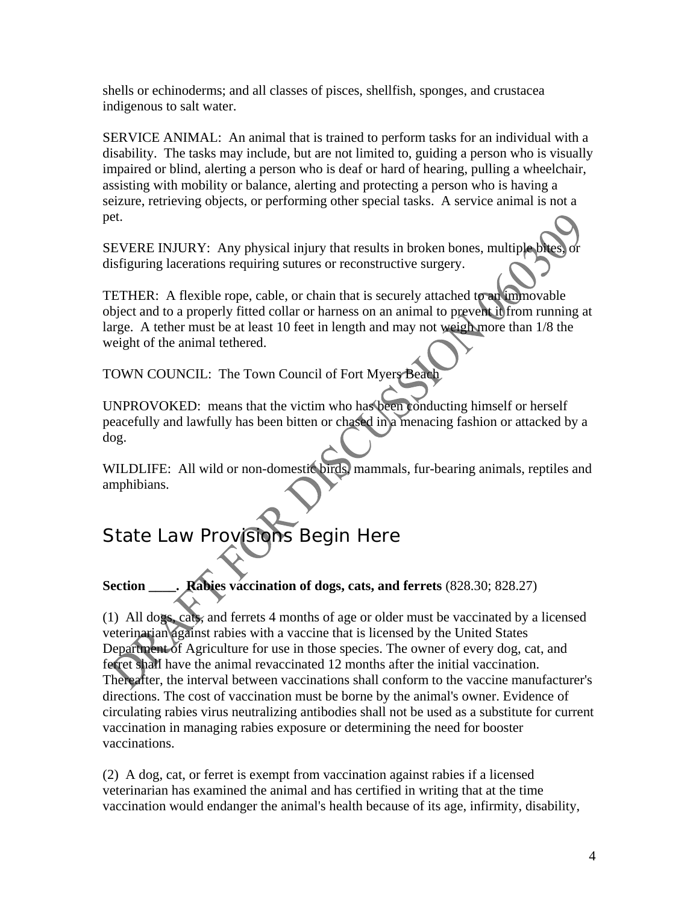shells or echinoderms; and all classes of pisces, shellfish, sponges, and crustacea indigenous to salt water.

SERVICE ANIMAL: An animal that is trained to perform tasks for an individual with a disability. The tasks may include, but are not limited to, guiding a person who is visually impaired or blind, alerting a person who is deaf or hard of hearing, pulling a wheelchair, assisting with mobility or balance, alerting and protecting a person who is having a seizure, retrieving objects, or performing other special tasks. A service animal is not a pet.

SEVERE INJURY: Any physical injury that results in broken bones, multiple bites, or disfiguring lacerations requiring sutures or reconstructive surgery.

TETHER: A flexible rope, cable, or chain that is securely attached to an immovable object and to a properly fitted collar or harness on an animal to prevent it from running at large. A tether must be at least 10 feet in length and may not weigh more than 1/8 the weight of the animal tethered.

TOWN COUNCIL: The Town Council of Fort Myers Beach

UNPROVOKED: means that the victim who has been conducting himself or herself peacefully and lawfully has been bitten or chased in a menacing fashion or attacked by a dog.

WILDLIFE: All wild or non-domestic birds, mammals, fur-bearing animals, reptiles and amphibians.

## State Law Provisions Begin Here

**Section ____. Rabies vaccination of dogs, cats, and ferrets** (828.30; 828.27)

(1) All dogs, cats, and ferrets 4 months of age or older must be vaccinated by a licensed veterinarian against rabies with a vaccine that is licensed by the United States Department of Agriculture for use in those species. The owner of every dog, cat, and ferret shall have the animal revaccinated 12 months after the initial vaccination. Thereafter, the interval between vaccinations shall conform to the vaccine manufacturer's directions. The cost of vaccination must be borne by the animal's owner. Evidence of circulating rabies virus neutralizing antibodies shall not be used as a substitute for current vaccination in managing rabies exposure or determining the need for booster vaccinations.

(2) A dog, cat, or ferret is exempt from vaccination against rabies if a licensed veterinarian has examined the animal and has certified in writing that at the time vaccination would endanger the animal's health because of its age, infirmity, disability,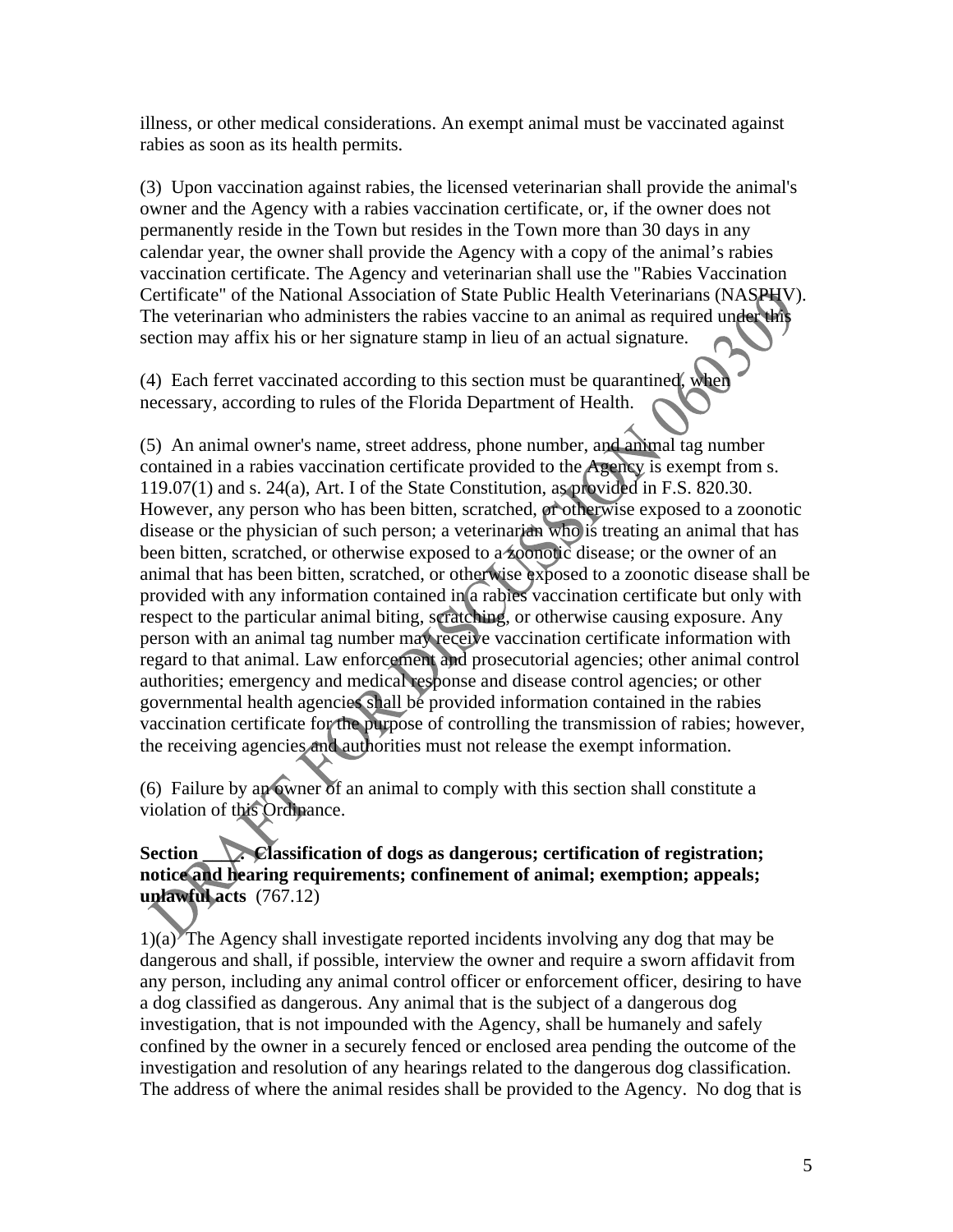illness, or other medical considerations. An exempt animal must be vaccinated against rabies as soon as its health permits.

(3) Upon vaccination against rabies, the licensed veterinarian shall provide the animal's owner and the Agency with a rabies vaccination certificate, or, if the owner does not permanently reside in the Town but resides in the Town more than 30 days in any calendar year, the owner shall provide the Agency with a copy of the animal's rabies vaccination certificate. The Agency and veterinarian shall use the "Rabies Vaccination Certificate" of the National Association of State Public Health Veterinarians (NASPHV). The veterinarian who administers the rabies vaccine to an animal as required under this section may affix his or her signature stamp in lieu of an actual signature.

(4) Each ferret vaccinated according to this section must be quarantined, when necessary, according to rules of the Florida Department of Health.

(5) An animal owner's name, street address, phone number, and animal tag number contained in a rabies vaccination certificate provided to the Agency is exempt from s. 119.07(1) and s. 24(a), Art. I of the State Constitution, as provided in F.S. 820.30. However, any person who has been bitten, scratched, or otherwise exposed to a zoonotic disease or the physician of such person; a veterinarian who is treating an animal that has been bitten, scratched, or otherwise exposed to a zoonotic disease; or the owner of an animal that has been bitten, scratched, or otherwise exposed to a zoonotic disease shall be provided with any information contained in a rabies vaccination certificate but only with respect to the particular animal biting, scratching, or otherwise causing exposure. Any person with an animal tag number may receive vaccination certificate information with regard to that animal. Law enforcement and prosecutorial agencies; other animal control authorities; emergency and medical response and disease control agencies; or other governmental health agencies shall be provided information contained in the rabies vaccination certificate for the purpose of controlling the transmission of rabies; however, the receiving agencies and authorities must not release the exempt information.

(6) Failure by an owner of an animal to comply with this section shall constitute a violation of this Ordinance.

**Section \_\_\_\_. Classification of dogs as dangerous; certification of registration; notice and hearing requirements; confinement of animal; exemption; appeals; unlawful acts** (767.12)

1)(a) The Agency shall investigate reported incidents involving any dog that may be dangerous and shall, if possible, interview the owner and require a sworn affidavit from any person, including any animal control officer or enforcement officer, desiring to have a dog classified as dangerous. Any animal that is the subject of a dangerous dog investigation, that is not impounded with the Agency, shall be humanely and safely confined by the owner in a securely fenced or enclosed area pending the outcome of the investigation and resolution of any hearings related to the dangerous dog classification. The address of where the animal resides shall be provided to the Agency. No dog that is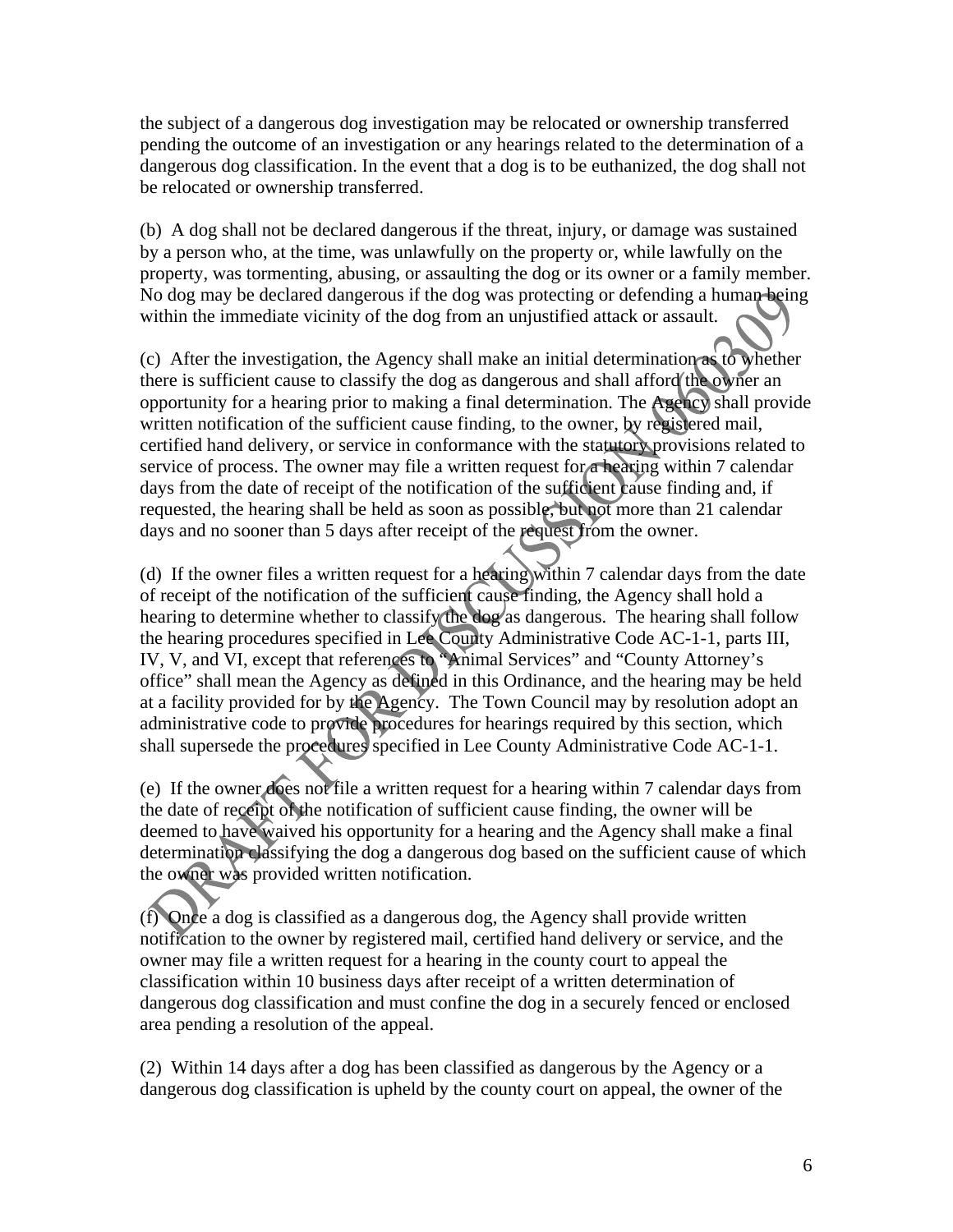the subject of a dangerous dog investigation may be relocated or ownership transferred pending the outcome of an investigation or any hearings related to the determination of a dangerous dog classification. In the event that a dog is to be euthanized, the dog shall not be relocated or ownership transferred.

(b) A dog shall not be declared dangerous if the threat, injury, or damage was sustained by a person who, at the time, was unlawfully on the property or, while lawfully on the property, was tormenting, abusing, or assaulting the dog or its owner or a family member. No dog may be declared dangerous if the dog was protecting or defending a human being within the immediate vicinity of the dog from an unjustified attack or assault.

(c) After the investigation, the Agency shall make an initial determination as to whether there is sufficient cause to classify the dog as dangerous and shall afford the owner an opportunity for a hearing prior to making a final determination. The Agency shall provide written notification of the sufficient cause finding, to the owner, by registered mail, certified hand delivery, or service in conformance with the statutory provisions related to service of process. The owner may file a written request for a hearing within 7 calendar days from the date of receipt of the notification of the sufficient cause finding and, if requested, the hearing shall be held as soon as possible, but not more than 21 calendar days and no sooner than 5 days after receipt of the request from the owner.

(d) If the owner files a written request for a hearing within 7 calendar days from the date of receipt of the notification of the sufficient cause finding, the Agency shall hold a hearing to determine whether to classify the dog as dangerous. The hearing shall follow the hearing procedures specified in Lee County Administrative Code AC-1-1, parts III, IV, V, and VI, except that references to "Animal Services" and "County Attorney's office" shall mean the Agency as defined in this Ordinance, and the hearing may be held at a facility provided for by the Agency. The Town Council may by resolution adopt an administrative code to provide procedures for hearings required by this section, which shall supersede the procedures specified in Lee County Administrative Code AC-1-1.

(e) If the owner does not file a written request for a hearing within 7 calendar days from the date of receipt of the notification of sufficient cause finding, the owner will be deemed to have waived his opportunity for a hearing and the Agency shall make a final determination classifying the dog a dangerous dog based on the sufficient cause of which the owner was provided written notification.

(f) Once a dog is classified as a dangerous dog, the Agency shall provide written notification to the owner by registered mail, certified hand delivery or service, and the owner may file a written request for a hearing in the county court to appeal the classification within 10 business days after receipt of a written determination of dangerous dog classification and must confine the dog in a securely fenced or enclosed area pending a resolution of the appeal.

(2) Within 14 days after a dog has been classified as dangerous by the Agency or a dangerous dog classification is upheld by the county court on appeal, the owner of the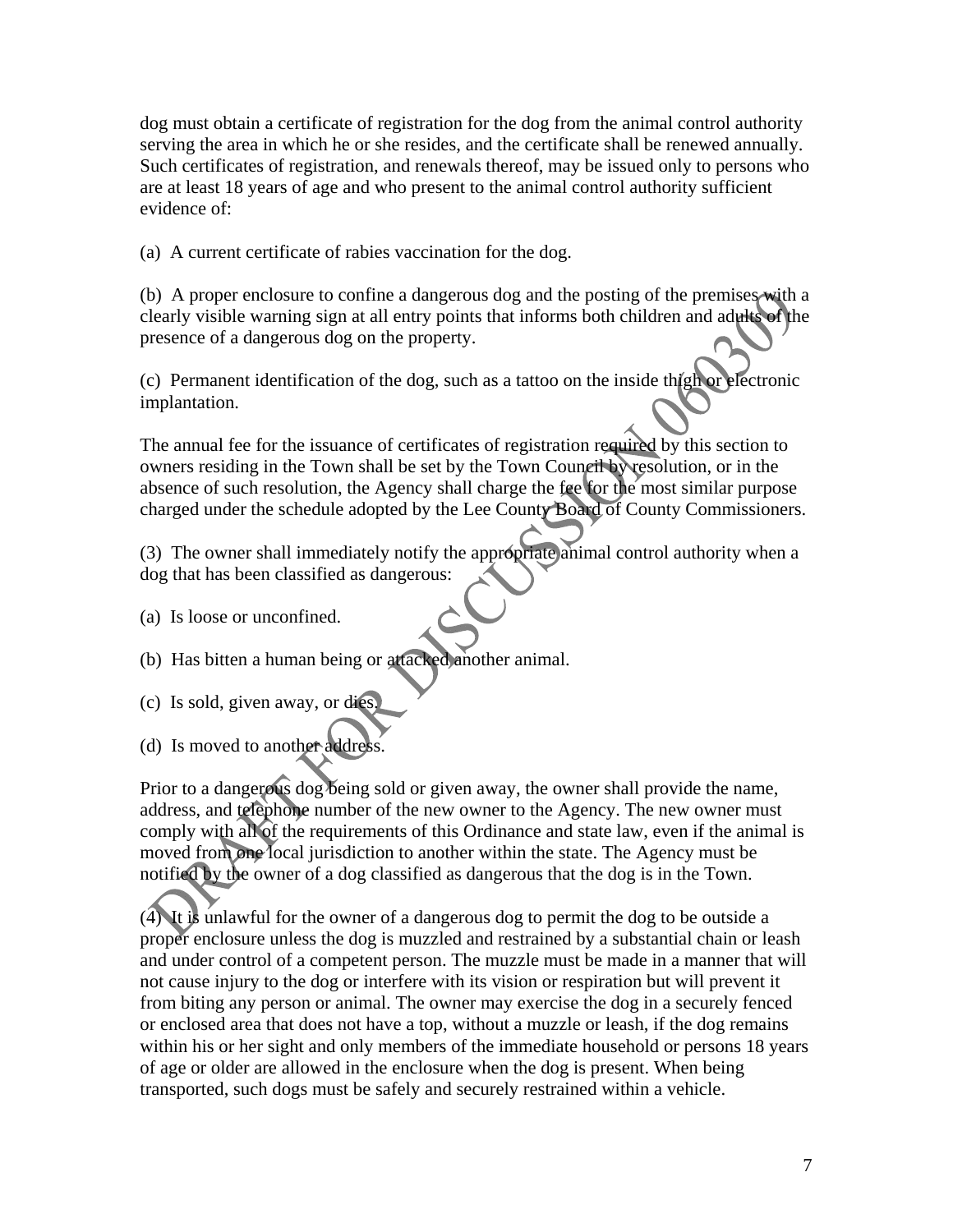dog must obtain a certificate of registration for the dog from the animal control authority serving the area in which he or she resides, and the certificate shall be renewed annually. Such certificates of registration, and renewals thereof, may be issued only to persons who are at least 18 years of age and who present to the animal control authority sufficient evidence of:

(a) A current certificate of rabies vaccination for the dog.

(b) A proper enclosure to confine a dangerous dog and the posting of the premises with a clearly visible warning sign at all entry points that informs both children and adults of the presence of a dangerous dog on the property.

(c) Permanent identification of the dog, such as a tattoo on the inside thigh or electronic implantation.

The annual fee for the issuance of certificates of registration required by this section to owners residing in the Town shall be set by the Town Council by resolution, or in the absence of such resolution, the Agency shall charge the fee for the most similar purpose charged under the schedule adopted by the Lee County Board of County Commissioners.

(3) The owner shall immediately notify the appropriate animal control authority when a dog that has been classified as dangerous:

(a) Is loose or unconfined.

(b) Has bitten a human being or attacked another animal.

(c) Is sold, given away, or dies.

(d) Is moved to another address.

Prior to a dangerous dog being sold or given away, the owner shall provide the name, address, and telephone number of the new owner to the Agency. The new owner must comply with all of the requirements of this Ordinance and state law, even if the animal is moved from one local jurisdiction to another within the state. The Agency must be notified by the owner of a dog classified as dangerous that the dog is in the Town.

(4) It is unlawful for the owner of a dangerous dog to permit the dog to be outside a proper enclosure unless the dog is muzzled and restrained by a substantial chain or leash and under control of a competent person. The muzzle must be made in a manner that will not cause injury to the dog or interfere with its vision or respiration but will prevent it from biting any person or animal. The owner may exercise the dog in a securely fenced or enclosed area that does not have a top, without a muzzle or leash, if the dog remains within his or her sight and only members of the immediate household or persons 18 years of age or older are allowed in the enclosure when the dog is present. When being transported, such dogs must be safely and securely restrained within a vehicle.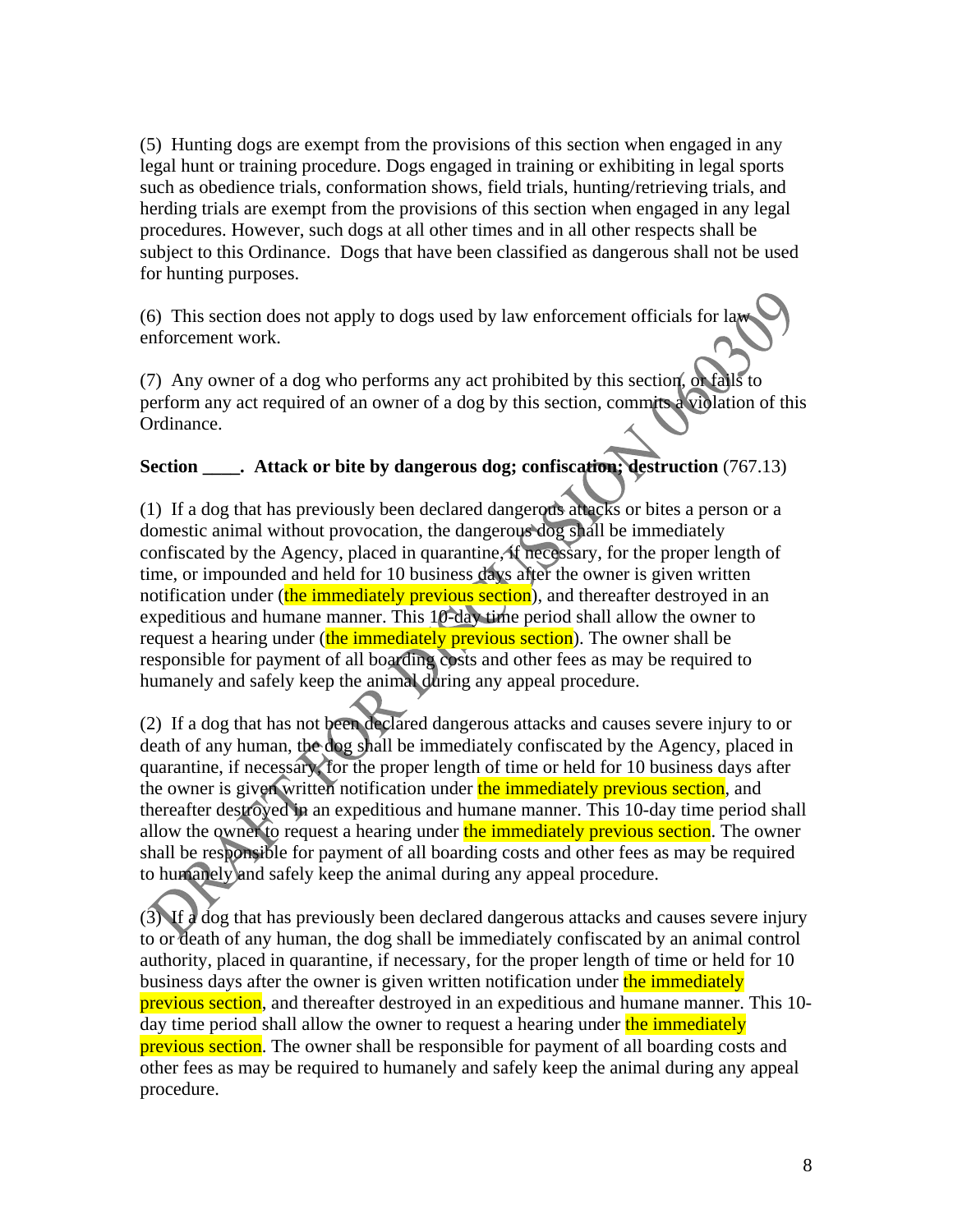(5) Hunting dogs are exempt from the provisions of this section when engaged in any legal hunt or training procedure. Dogs engaged in training or exhibiting in legal sports such as obedience trials, conformation shows, field trials, hunting/retrieving trials, and herding trials are exempt from the provisions of this section when engaged in any legal procedures. However, such dogs at all other times and in all other respects shall be subject to this Ordinance. Dogs that have been classified as dangerous shall not be used for hunting purposes.

(6) This section does not apply to dogs used by law enforcement officials for law enforcement work.

(7) Any owner of a dog who performs any act prohibited by this section, or fails to perform any act required of an owner of a dog by this section, commits a violation of this Ordinance.

**Section ____. Attack or bite by dangerous dog; confiscation; destruction** (767.13)

(1) If a dog that has previously been declared dangerous attacks or bites a person or a domestic animal without provocation, the dangerous dog shall be immediately confiscated by the Agency, placed in quarantine, if necessary, for the proper length of time, or impounded and held for 10 business days after the owner is given written notification under (the immediately previous section), and thereafter destroyed in an expeditious and humane manner. This 10-day time period shall allow the owner to request a hearing under (the immediately previous section). The owner shall be responsible for payment of all boarding costs and other fees as may be required to humanely and safely keep the animal during any appeal procedure.

(2) If a dog that has not been declared dangerous attacks and causes severe injury to or death of any human, the dog shall be immediately confiscated by the Agency, placed in quarantine, if necessary, for the proper length of time or held for 10 business days after the owner is given written notification under the immediately previous section, and thereafter destroyed in an expeditious and humane manner. This 10-day time period shall allow the owner to request a hearing under the immediately previous section. The owner shall be responsible for payment of all boarding costs and other fees as may be required to humanely and safely keep the animal during any appeal procedure.

(3) If a dog that has previously been declared dangerous attacks and causes severe injury to or death of any human, the dog shall be immediately confiscated by an animal control authority, placed in quarantine, if necessary, for the proper length of time or held for 10 business days after the owner is given written notification under the immediately previous section, and thereafter destroyed in an expeditious and humane manner. This 10-day time period shall allow the owner to request a hearing under the immediately previous section. The owner shall be responsible for payment of all boarding costs and other fees as may be required to humanely and safely keep the animal during any appeal procedure.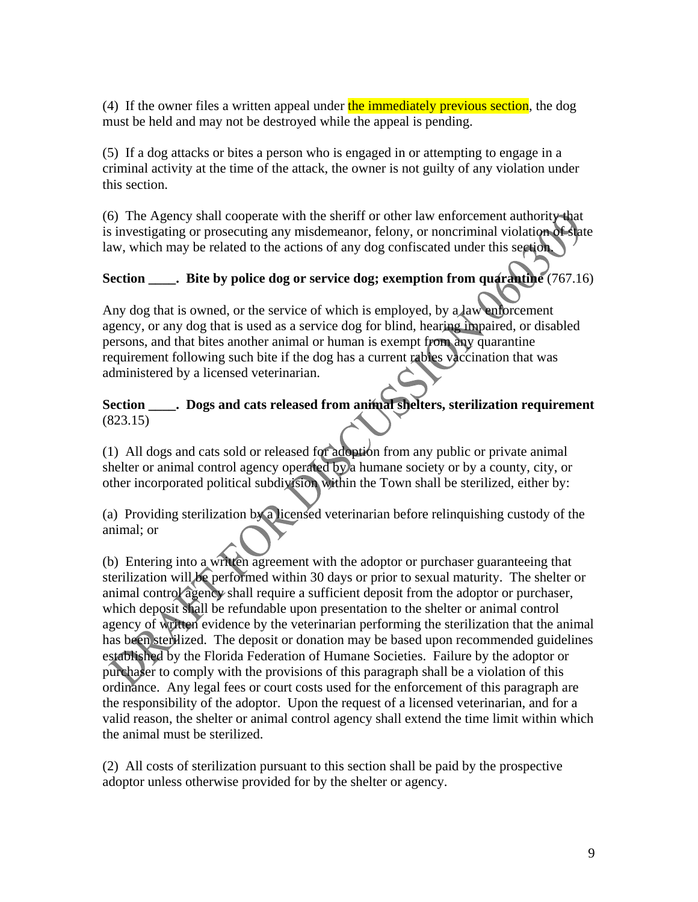(4) If the owner files a written appeal under the immediately previous section, the dog must be held and may not be destroyed while the appeal is pending.

(5) If a dog attacks or bites a person who is engaged in or attempting to engage in a criminal activity at the time of the attack, the owner is not guilty of any violation under this section.

(6) The Agency shall cooperate with the sheriff or other law enforcement authority that is investigating or prosecuting any misdemeanor, felony, or noncriminal violation of state law, which may be related to the actions of any dog confiscated under this section.

**Section ____. Bite by police dog or service dog; exemption from quarantine** (767.16)

Any dog that is owned, or the service of which is employed, by a law enforcement agency, or any dog that is used as a service dog for blind, hearing impaired, or disabled persons, and that bites another animal or human is exempt from any quarantine requirement following such bite if the dog has a current rabies vaccination that was administered by a licensed veterinarian.

**Section ____. Dogs and cats released from animal shelters, sterilization requirement** (823.15)

(1) All dogs and cats sold or released for adoption from any public or private animal shelter or animal control agency operated by a humane society or by a county, city, or other incorporated political subdivision within the Town shall be sterilized, either by:

(a) Providing sterilization by a licensed veterinarian before relinquishing custody of the animal; or

(b) Entering into a written agreement with the adoptor or purchaser guaranteeing that sterilization will be performed within 30 days or prior to sexual maturity. The shelter or animal control agency shall require a sufficient deposit from the adoptor or purchaser, which deposit shall be refundable upon presentation to the shelter or animal control agency of written evidence by the veterinarian performing the sterilization that the animal has been sterilized. The deposit or donation may be based upon recommended guidelines established by the Florida Federation of Humane Societies. Failure by the adoptor or purchaser to comply with the provisions of this paragraph shall be a violation of this ordinance. Any legal fees or court costs used for the enforcement of this paragraph are the responsibility of the adoptor. Upon the request of a licensed veterinarian, and for a valid reason, the shelter or animal control agency shall extend the time limit within which the animal must be sterilized.

(2) All costs of sterilization pursuant to this section shall be paid by the prospective adoptor unless otherwise provided for by the shelter or agency.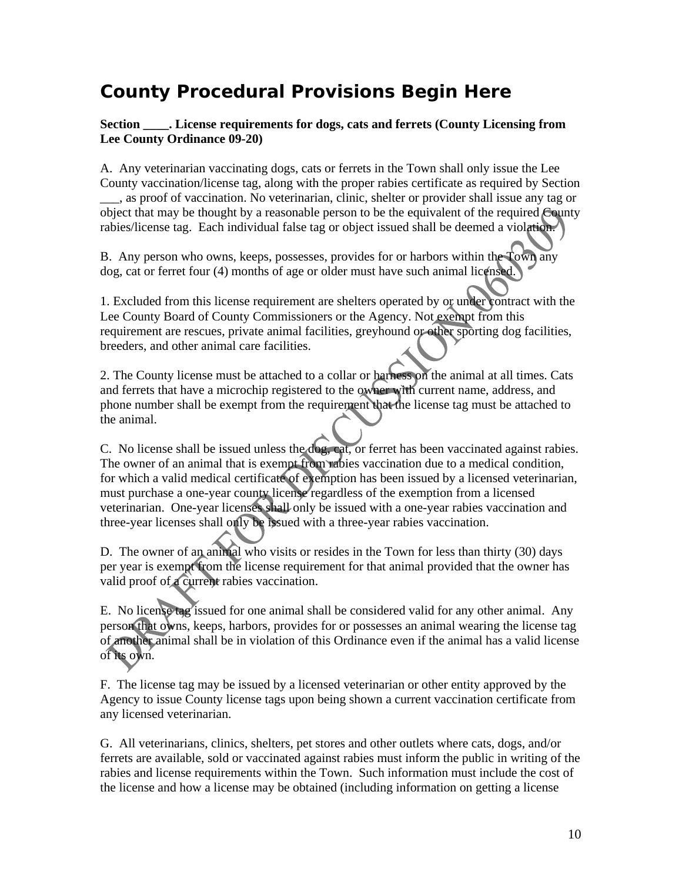# County Procedural Provisions Begin Here

**Section ____. License requirements for dogs, cats and ferrets (County Licensing from Lee County Ordinance 09-20)**

A. Any veterinarian vaccinating dogs, cats or ferrets in the Town shall only issue the Lee County vaccination/license tag, along with the proper rabies certificate as required by Section ___, as proof of vaccination. No veterinarian, clinic, shelter or provider shall issue any tag or object that may be thought by a reasonable person to be the equivalent of the required County rabies/license tag. Each individual false tag or object issued shall be deemed a violation.

B. Any person who owns, keeps, possesses, provides for or harbors within the Town any dog, cat or ferret four (4) months of age or older must have such animal licensed.

1. Excluded from this license requirement are shelters operated by or under contract with the Lee County Board of County Commissioners or the Agency. Not exempt from this requirement are rescues, private animal facilities, greyhound or other sporting dog facilities, breeders, and other animal care facilities.

2. The County license must be attached to a collar or harness on the animal at all times. Cats and ferrets that have a microchip registered to the owner with current name, address, and phone number shall be exempt from the requirement that the license tag must be attached to the animal.

C. No license shall be issued unless the dog, cat, or ferret has been vaccinated against rabies. The owner of an animal that is exempt from rabies vaccination due to a medical condition, for which a valid medical certificate of exemption has been issued by a licensed veterinarian, must purchase a one-year county license regardless of the exemption from a licensed veterinarian. One-year licenses shall only be issued with a one-year rabies vaccination and three-year licenses shall only be issued with a three-year rabies vaccination.

D. The owner of an animal who visits or resides in the Town for less than thirty (30) days per year is exempt from the license requirement for that animal provided that the owner has valid proof of a current rabies vaccination.

E. No license tag issued for one animal shall be considered valid for any other animal. Any person that owns, keeps, harbors, provides for or possesses an animal wearing the license tag of another animal shall be in violation of this Ordinance even if the animal has a valid license of its own.

F. The license tag may be issued by a licensed veterinarian or other entity approved by the Agency to issue County license tags upon being shown a current vaccination certificate from any licensed veterinarian.

G. All veterinarians, clinics, shelters, pet stores and other outlets where cats, dogs, and/or ferrets are available, sold or vaccinated against rabies must inform the public in writing of the rabies and license requirements within the Town. Such information must include the cost of the license and how a license may be obtained (including information on getting a license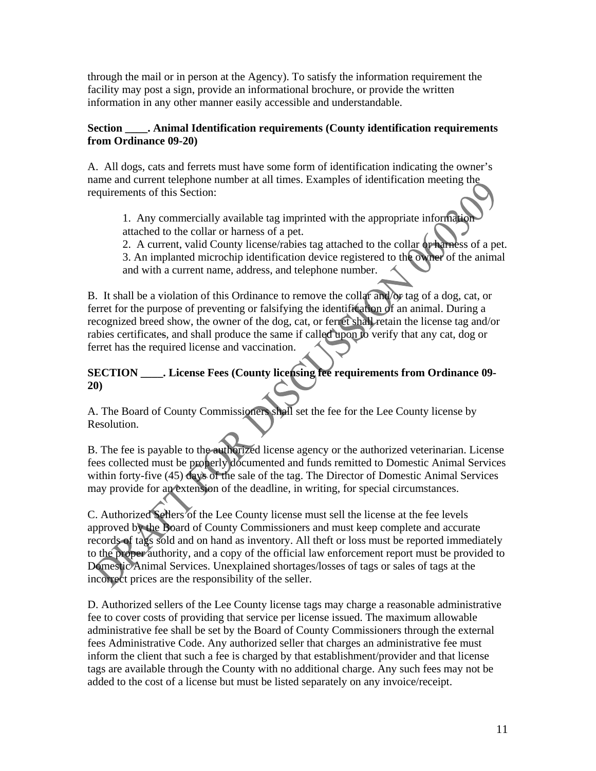through the mail or in person at the Agency). To satisfy the information requirement the facility may post a sign, provide an informational brochure, or provide the written information in any other manner easily accessible and understandable.

**Section ____. Animal Identification requirements (County identification requirements from Ordinance 09-20)**

A. All dogs, cats and ferrets must have some form of identification indicating the owner's name and current telephone number at all times. Examples of identification meeting the requirements of this Section:

1. Any commercially available tag imprinted with the appropriate information attached to the collar or harness of a pet.
2. A current, valid County license/rabies tag attached to the collar or harness of a pet.
3. An implanted microchip identification device registered to the owner of the animal and with a current name, address, and telephone number.

B. It shall be a violation of this Ordinance to remove the collar and/or tag of a dog, cat, or ferret for the purpose of preventing or falsifying the identification of an animal. During a recognized breed show, the owner of the dog, cat, or ferret shall retain the license tag and/or rabies certificates, and shall produce the same if called upon to verify that any cat, dog or ferret has the required license and vaccination.

**SECTION ____. License Fees (County licensing fee requirements from Ordinance 09-20)**

A. The Board of County Commissioners shall set the fee for the Lee County license by Resolution.

B. The fee is payable to the authorized license agency or the authorized veterinarian. License fees collected must be properly documented and funds remitted to Domestic Animal Services within forty-five (45) days of the sale of the tag. The Director of Domestic Animal Services may provide for an extension of the deadline, in writing, for special circumstances.

C. Authorized Sellers of the Lee County license must sell the license at the fee levels approved by the Board of County Commissioners and must keep complete and accurate records of tags sold and on hand as inventory. All theft or loss must be reported immediately to the proper authority, and a copy of the official law enforcement report must be provided to Domestic Animal Services. Unexplained shortages/losses of tags or sales of tags at the incorrect prices are the responsibility of the seller.

D. Authorized sellers of the Lee County license tags may charge a reasonable administrative fee to cover costs of providing that service per license issued. The maximum allowable administrative fee shall be set by the Board of County Commissioners through the external fees Administrative Code. Any authorized seller that charges an administrative fee must inform the client that such a fee is charged by that establishment/provider and that license tags are available through the County with no additional charge. Any such fees may not be added to the cost of a license but must be listed separately on any invoice/receipt.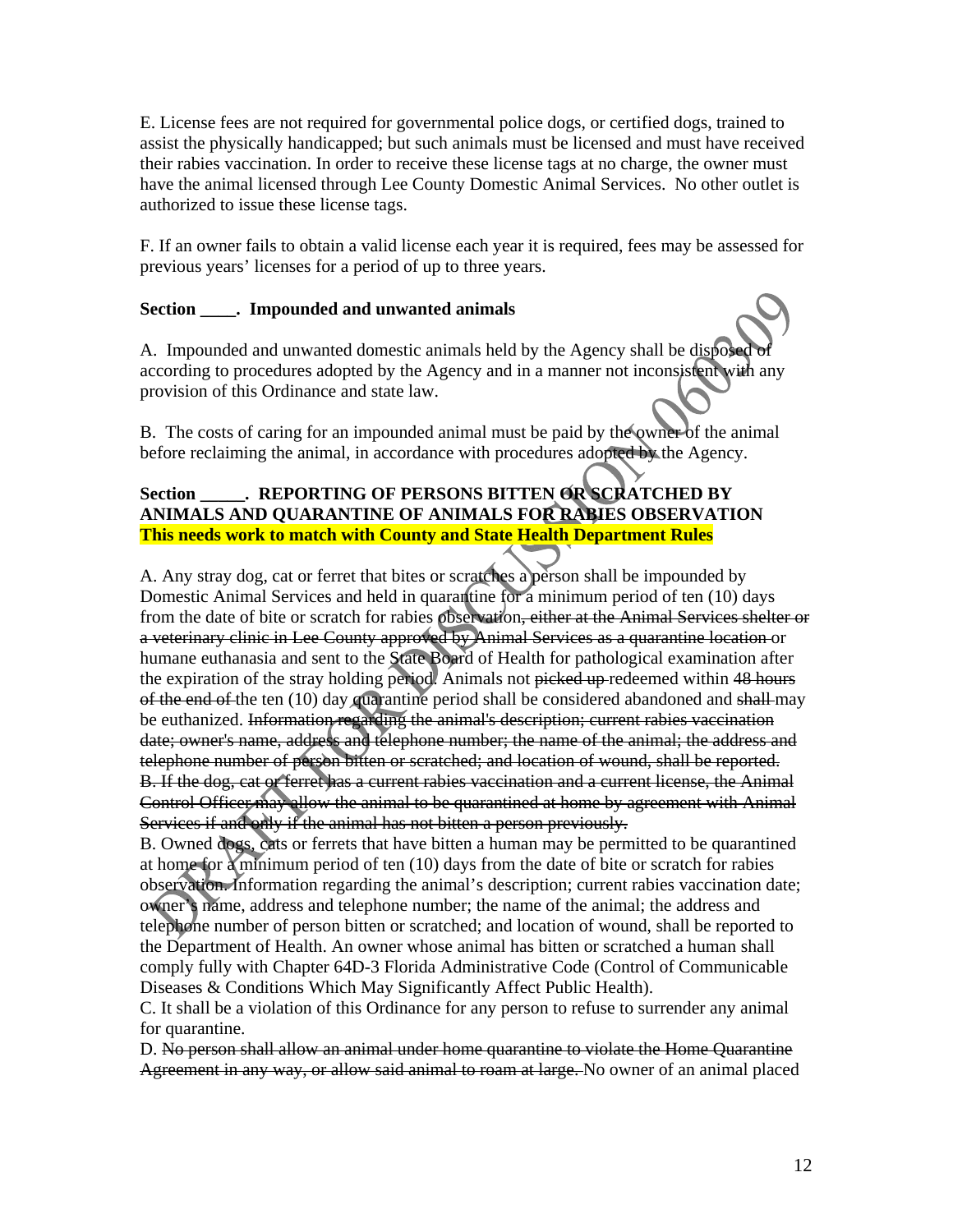E. License fees are not required for governmental police dogs, or certified dogs, trained to assist the physically handicapped; but such animals must be licensed and must have received their rabies vaccination. In order to receive these license tags at no charge, the owner must have the animal licensed through Lee County Domestic Animal Services. No other outlet is authorized to issue these license tags.

F. If an owner fails to obtain a valid license each year it is required, fees may be assessed for previous years' licenses for a period of up to three years.

**Section ____. Impounded and unwanted animals**

A. Impounded and unwanted domestic animals held by the Agency shall be disposed of according to procedures adopted by the Agency and in a manner not inconsistent with any provision of this Ordinance and state law.

B. The costs of caring for an impounded animal must be paid by the owner of the animal before reclaiming the animal, in accordance with procedures adopted by the Agency.

**Section _____. REPORTING OF PERSONS BITTEN OR SCRATCHED BY ANIMALS AND QUARANTINE OF ANIMALS FOR RABIES OBSERVATION**
**This needs work to match with County and State Health Department Rules**

A. Any stray dog, cat or ferret that bites or scratches a person shall be impounded by Domestic Animal Services and held in quarantine for a minimum period of ten (10) days from the date of bite or scratch for rabies observation~~, either at the Animal Services shelter or a veterinary clinic in Lee County approved by Animal Services as a quarantine location~~ or humane euthanasia and sent to the State Board of Health for pathological examination after the expiration of the stray holding period. Animals not ~~picked up~~ redeemed within ~~48 hours of the end of~~ the ten (10) day quarantine period shall be considered abandoned and ~~shall~~ may be euthanized. ~~Information regarding the animal's description; current rabies vaccination date; owner's name, address and telephone number; the name of the animal; the address and telephone number of person bitten or scratched; and location of wound, shall be reported.~~
~~B. If the dog, cat or ferret has a current rabies vaccination and a current license, the Animal Control Officer may allow the animal to be quarantined at home by agreement with Animal Services if and only if the animal has not bitten a person previously.~~
B. Owned dogs, cats or ferrets that have bitten a human may be permitted to be quarantined at home for a minimum period of ten (10) days from the date of bite or scratch for rabies observation. Information regarding the animal's description; current rabies vaccination date; owner's name, address and telephone number; the name of the animal; the address and telephone number of person bitten or scratched; and location of wound, shall be reported to the Department of Health. An owner whose animal has bitten or scratched a human shall comply fully with Chapter 64D-3 Florida Administrative Code (Control of Communicable Diseases & Conditions Which May Significantly Affect Public Health).
C. It shall be a violation of this Ordinance for any person to refuse to surrender any animal for quarantine.
D. ~~No person shall allow an animal under home quarantine to violate the Home Quarantine Agreement in any way, or allow said animal to roam at large.~~ No owner of an animal placed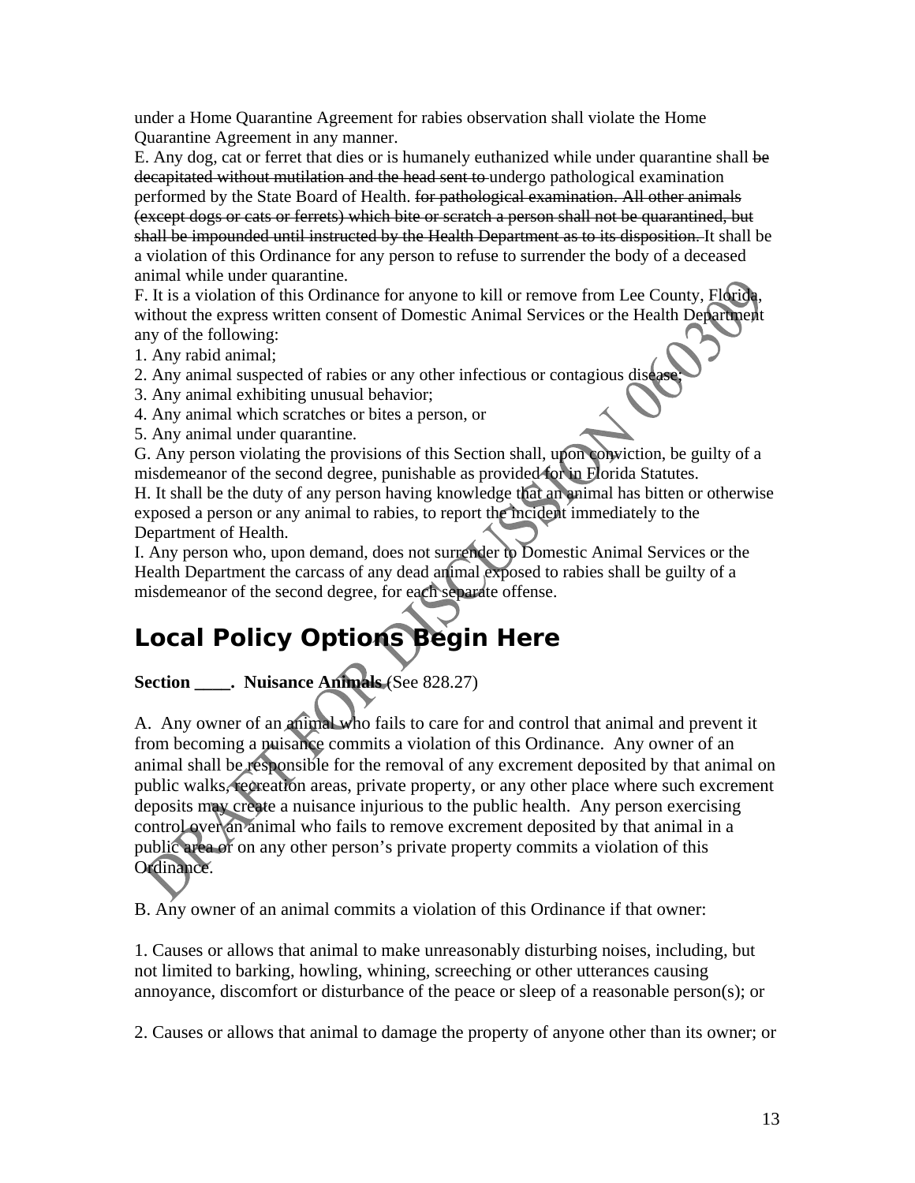under a Home Quarantine Agreement for rabies observation shall violate the Home Quarantine Agreement in any manner.

E. Any dog, cat or ferret that dies or is humanely euthanized while under quarantine shall ~~be decapitated without mutilation and the head sent to~~ undergo pathological examination performed by the State Board of Health. ~~for pathological examination. All other animals (except dogs or cats or ferrets) which bite or scratch a person shall not be quarantined, but shall be impounded until instructed by the Health Department as to its disposition.~~ It shall be a violation of this Ordinance for any person to refuse to surrender the body of a deceased animal while under quarantine.

F. It is a violation of this Ordinance for anyone to kill or remove from Lee County, Florida, without the express written consent of Domestic Animal Services or the Health Department any of the following:

1. Any rabid animal;
2. Any animal suspected of rabies or any other infectious or contagious disease;
3. Any animal exhibiting unusual behavior;
4. Any animal which scratches or bites a person, or
5. Any animal under quarantine.

G. Any person violating the provisions of this Section shall, upon conviction, be guilty of a misdemeanor of the second degree, punishable as provided for in Florida Statutes.

H. It shall be the duty of any person having knowledge that an animal has bitten or otherwise exposed a person or any animal to rabies, to report the incident immediately to the Department of Health.

I. Any person who, upon demand, does not surrender to Domestic Animal Services or the Health Department the carcass of any dead animal exposed to rabies shall be guilty of a misdemeanor of the second degree, for each separate offense.

## Local Policy Options Begin Here

**Section \_\_\_\_. Nuisance Animals** (See 828.27)

A. Any owner of an animal who fails to care for and control that animal and prevent it from becoming a nuisance commits a violation of this Ordinance. Any owner of an animal shall be responsible for the removal of any excrement deposited by that animal on public walks, recreation areas, private property, or any other place where such excrement deposits may create a nuisance injurious to the public health. Any person exercising control over an animal who fails to remove excrement deposited by that animal in a public area or on any other person's private property commits a violation of this Ordinance.

B. Any owner of an animal commits a violation of this Ordinance if that owner:

1. Causes or allows that animal to make unreasonably disturbing noises, including, but not limited to barking, howling, whining, screeching or other utterances causing annoyance, discomfort or disturbance of the peace or sleep of a reasonable person(s); or

2. Causes or allows that animal to damage the property of anyone other than its owner; or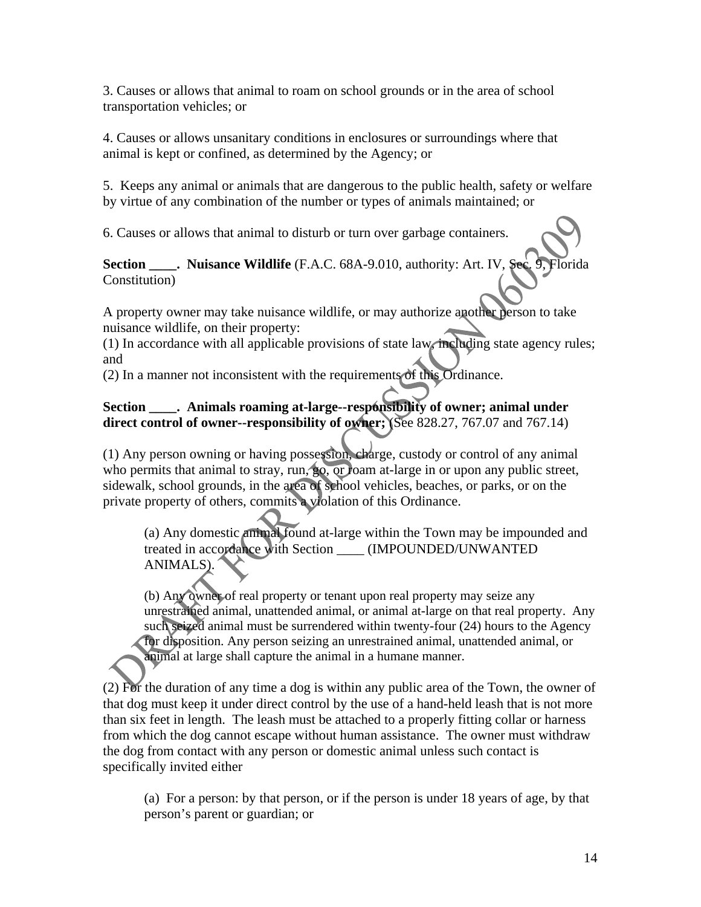3. Causes or allows that animal to roam on school grounds or in the area of school transportation vehicles; or

4. Causes or allows unsanitary conditions in enclosures or surroundings where that animal is kept or confined, as determined by the Agency; or

5. Keeps any animal or animals that are dangerous to the public health, safety or welfare by virtue of any combination of the number or types of animals maintained; or

6. Causes or allows that animal to disturb or turn over garbage containers.

**Section ____. Nuisance Wildlife** (F.A.C. 68A-9.010, authority: Art. IV, Sec. 9, Florida Constitution)

A property owner may take nuisance wildlife, or may authorize another person to take nuisance wildlife, on their property:
(1) In accordance with all applicable provisions of state law, including state agency rules; and
(2) In a manner not inconsistent with the requirements of this Ordinance.

**Section ____. Animals roaming at-large--responsibility of owner; animal under direct control of owner--responsibility of owner;** (See 828.27, 767.07 and 767.14)

(1) Any person owning or having possession, charge, custody or control of any animal who permits that animal to stray, run, go, or roam at-large in or upon any public street, sidewalk, school grounds, in the area of school vehicles, beaches, or parks, or on the private property of others, commits a violation of this Ordinance.

> (a) Any domestic animal found at-large within the Town may be impounded and treated in accordance with Section ____ (IMPOUNDED/UNWANTED ANIMALS).
>
> (b) Any owner of real property or tenant upon real property may seize any unrestrained animal, unattended animal, or animal at-large on that real property. Any such seized animal must be surrendered within twenty-four (24) hours to the Agency for disposition. Any person seizing an unrestrained animal, unattended animal, or animal at large shall capture the animal in a humane manner.

(2) For the duration of any time a dog is within any public area of the Town, the owner of that dog must keep it under direct control by the use of a hand-held leash that is not more than six feet in length. The leash must be attached to a properly fitting collar or harness from which the dog cannot escape without human assistance. The owner must withdraw the dog from contact with any person or domestic animal unless such contact is specifically invited either

> (a) For a person: by that person, or if the person is under 18 years of age, by that person's parent or guardian; or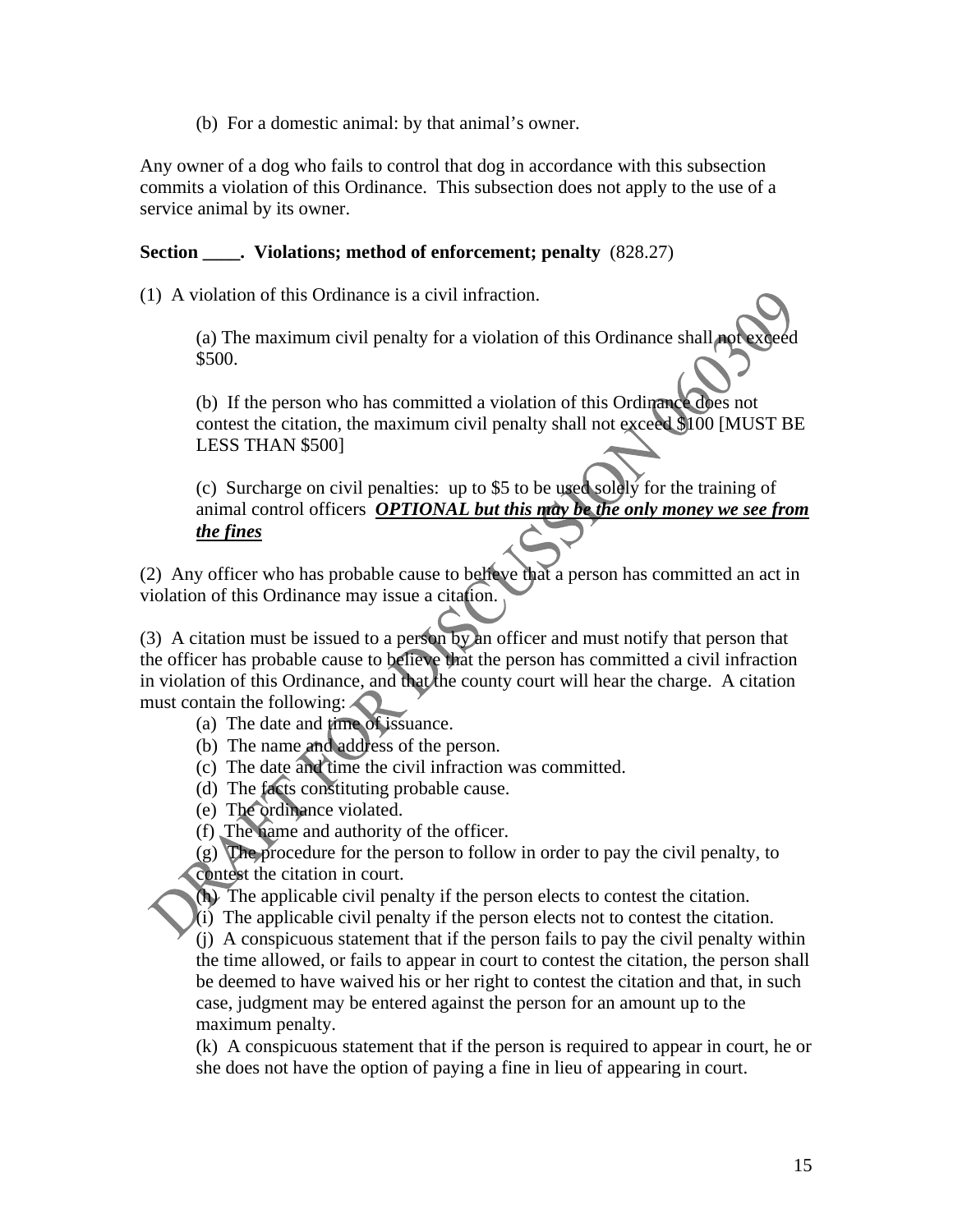(b) For a domestic animal: by that animal's owner.

Any owner of a dog who fails to control that dog in accordance with this subsection commits a violation of this Ordinance. This subsection does not apply to the use of a service animal by its owner.

**Section ____. Violations; method of enforcement; penalty** (828.27)

(1) A violation of this Ordinance is a civil infraction.

(a) The maximum civil penalty for a violation of this Ordinance shall not exceed $500.

(b) If the person who has committed a violation of this Ordinance does not contest the citation, the maximum civil penalty shall not exceed $100 [MUST BE LESS THAN $500]

(c) Surcharge on civil penalties: up to $5 to be used solely for the training of animal control officers ***OPTIONAL but this may be the only money we see from the fines***

(2) Any officer who has probable cause to believe that a person has committed an act in violation of this Ordinance may issue a citation.

(3) A citation must be issued to a person by an officer and must notify that person that the officer has probable cause to believe that the person has committed a civil infraction in violation of this Ordinance, and that the county court will hear the charge. A citation must contain the following:

(a) The date and time of issuance.
(b) The name and address of the person.
(c) The date and time the civil infraction was committed.
(d) The facts constituting probable cause.
(e) The ordinance violated.
(f) The name and authority of the officer.
(g) The procedure for the person to follow in order to pay the civil penalty, to contest the citation in court.
(h) The applicable civil penalty if the person elects to contest the citation.
(i) The applicable civil penalty if the person elects not to contest the citation.
(j) A conspicuous statement that if the person fails to pay the civil penalty within the time allowed, or fails to appear in court to contest the citation, the person shall be deemed to have waived his or her right to contest the citation and that, in such case, judgment may be entered against the person for an amount up to the maximum penalty.
(k) A conspicuous statement that if the person is required to appear in court, he or she does not have the option of paying a fine in lieu of appearing in court.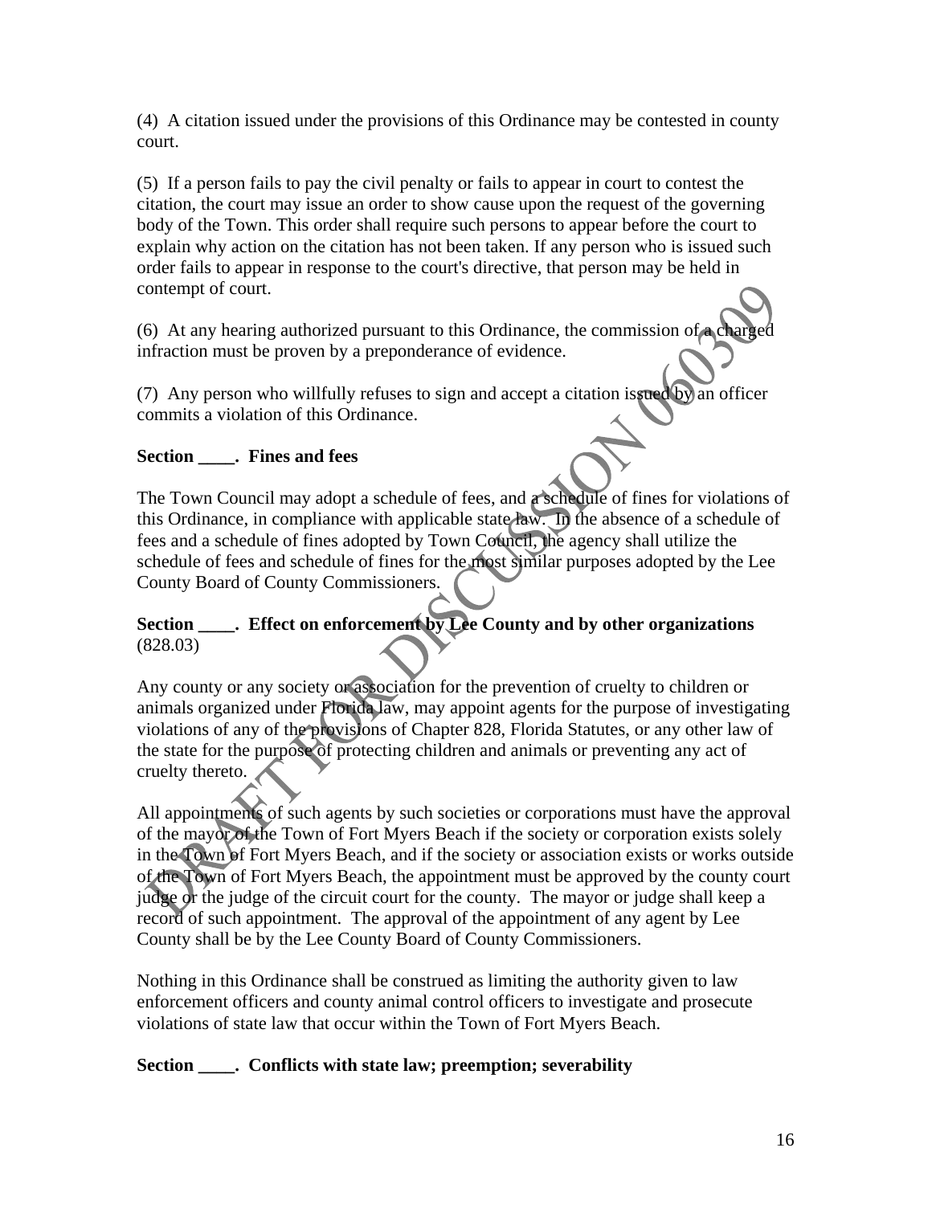(4) A citation issued under the provisions of this Ordinance may be contested in county court.

(5) If a person fails to pay the civil penalty or fails to appear in court to contest the citation, the court may issue an order to show cause upon the request of the governing body of the Town. This order shall require such persons to appear before the court to explain why action on the citation has not been taken. If any person who is issued such order fails to appear in response to the court's directive, that person may be held in contempt of court.

(6) At any hearing authorized pursuant to this Ordinance, the commission of a charged infraction must be proven by a preponderance of evidence.

(7) Any person who willfully refuses to sign and accept a citation issued by an officer commits a violation of this Ordinance.

**Section \_\_\_\_. Fines and fees**

The Town Council may adopt a schedule of fees, and a schedule of fines for violations of this Ordinance, in compliance with applicable state law. In the absence of a schedule of fees and a schedule of fines adopted by Town Council, the agency shall utilize the schedule of fees and schedule of fines for the most similar purposes adopted by the Lee County Board of County Commissioners.

**Section \_\_\_\_. Effect on enforcement by Lee County and by other organizations** (828.03)

Any county or any society or association for the prevention of cruelty to children or animals organized under Florida law, may appoint agents for the purpose of investigating violations of any of the provisions of Chapter 828, Florida Statutes, or any other law of the state for the purpose of protecting children and animals or preventing any act of cruelty thereto.

All appointments of such agents by such societies or corporations must have the approval of the mayor of the Town of Fort Myers Beach if the society or corporation exists solely in the Town of Fort Myers Beach, and if the society or association exists or works outside of the Town of Fort Myers Beach, the appointment must be approved by the county court judge or the judge of the circuit court for the county. The mayor or judge shall keep a record of such appointment. The approval of the appointment of any agent by Lee County shall be by the Lee County Board of County Commissioners.

Nothing in this Ordinance shall be construed as limiting the authority given to law enforcement officers and county animal control officers to investigate and prosecute violations of state law that occur within the Town of Fort Myers Beach.

**Section \_\_\_\_. Conflicts with state law; preemption; severability**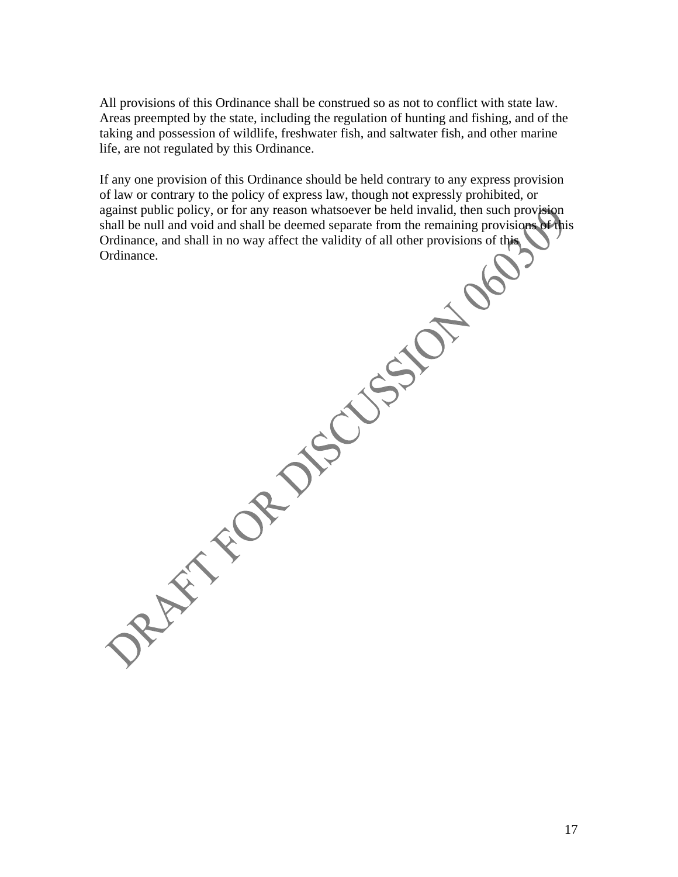All provisions of this Ordinance shall be construed so as not to conflict with state law. Areas preempted by the state, including the regulation of hunting and fishing, and of the taking and possession of wildlife, freshwater fish, and saltwater fish, and other marine life, are not regulated by this Ordinance.

If any one provision of this Ordinance should be held contrary to any express provision of law or contrary to the policy of express law, though not expressly prohibited, or against public policy, or for any reason whatsoever be held invalid, then such provision shall be null and void and shall be deemed separate from the remaining provisions of this Ordinance, and shall in no way affect the validity of all other provisions of this Ordinance.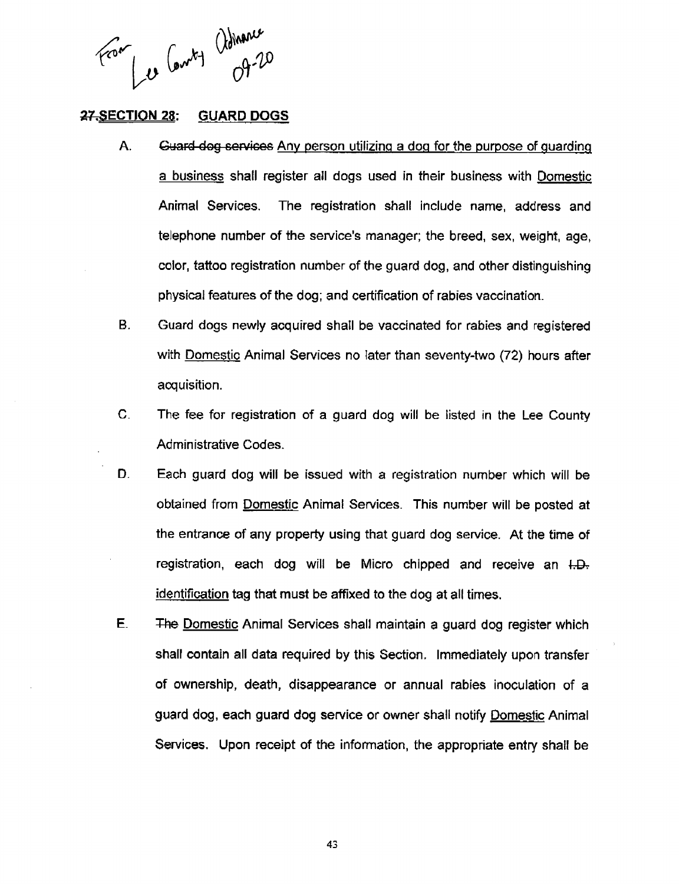From Lee County Ordinance 09-20

## ~~27.~~SECTION 28: GUARD DOGS

A. ~~Guard dog services~~ Any person utilizing a dog for the purpose of guarding a business shall register all dogs used in their business with Domestic Animal Services. The registration shall include name, address and telephone number of the service's manager; the breed, sex, weight, age, color, tattoo registration number of the guard dog, and other distinguishing physical features of the dog; and certification of rabies vaccination.

B. Guard dogs newly acquired shall be vaccinated for rabies and registered with Domestic Animal Services no later than seventy-two (72) hours after acquisition.

C. The fee for registration of a guard dog will be listed in the Lee County Administrative Codes.

D. Each guard dog will be issued with a registration number which will be obtained from Domestic Animal Services. This number will be posted at the entrance of any property using that guard dog service. At the time of registration, each dog will be Micro chipped and receive an ~~I.D.~~ identification tag that must be affixed to the dog at all times.

E. ~~The~~ Domestic Animal Services shall maintain a guard dog register which shall contain all data required by this Section. Immediately upon transfer of ownership, death, disappearance or annual rabies inoculation of a guard dog, each guard dog service or owner shall notify Domestic Animal Services. Upon receipt of the information, the appropriate entry shall be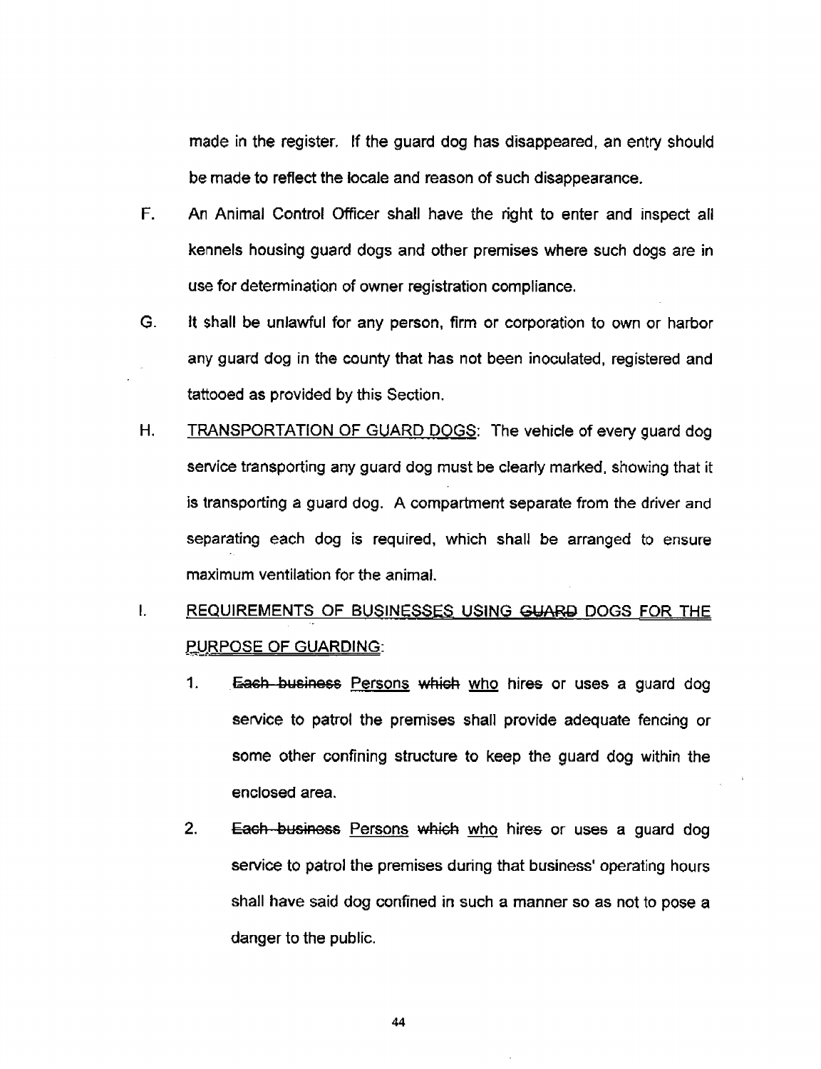made in the register. If the guard dog has disappeared, an entry should be made to reflect the locale and reason of such disappearance.

F. An Animal Control Officer shall have the right to enter and inspect all kennels housing guard dogs and other premises where such dogs are in use for determination of owner registration compliance.

G. It shall be unlawful for any person, firm or corporation to own or harbor any guard dog in the county that has not been inoculated, registered and tattooed as provided by this Section.

H. <u>TRANSPORTATION OF GUARD DOGS</u>: The vehicle of every guard dog service transporting any guard dog must be clearly marked, showing that it is transporting a guard dog. A compartment separate from the driver and separating each dog is required, which shall be arranged to ensure maximum ventilation for the animal.

I. <u>REQUIREMENTS OF BUSINESSES USING ~~GUARD~~ DOGS FOR THE PURPOSE OF GUARDING</u>:

1. ~~Each business~~ <u>Persons</u> ~~which~~ <u>who</u> hire~~s~~ or use~~s~~ a guard dog service to patrol the premises shall provide adequate fencing or some other confining structure to keep the guard dog within the enclosed area.

2. ~~Each business~~ <u>Persons</u> ~~which~~ <u>who</u> hire~~s~~ or uses a guard dog service to patrol the premises during that business' operating hours shall have said dog confined in such a manner so as not to pose a danger to the public.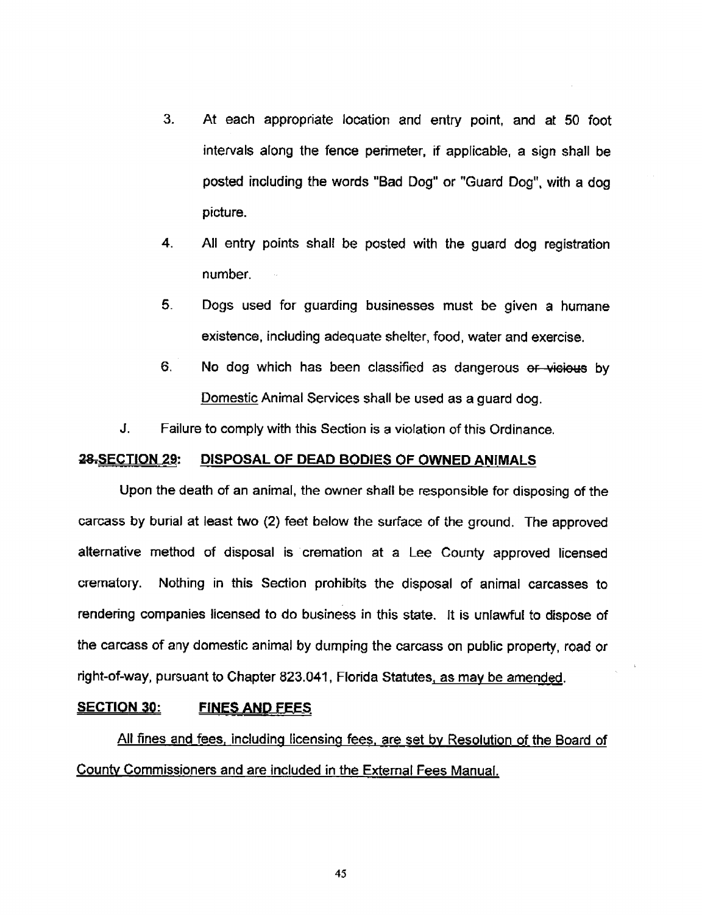3. At each appropriate location and entry point, and at 50 foot intervals along the fence perimeter, if applicable, a sign shall be posted including the words "Bad Dog" or "Guard Dog", with a dog picture.

4. All entry points shall be posted with the guard dog registration number.

5. Dogs used for guarding businesses must be given a humane existence, including adequate shelter, food, water and exercise.

6. No dog which has been classified as dangerous ~~or vicious~~ by Domestic Animal Services shall be used as a guard dog.

J. Failure to comply with this Section is a violation of this Ordinance.

## ~~28.~~SECTION 29: DISPOSAL OF DEAD BODIES OF OWNED ANIMALS

Upon the death of an animal, the owner shall be responsible for disposing of the carcass by burial at least two (2) feet below the surface of the ground. The approved alternative method of disposal is cremation at a Lee County approved licensed crematory. Nothing in this Section prohibits the disposal of animal carcasses to rendering companies licensed to do business in this state. It is unlawful to dispose of the carcass of any domestic animal by dumping the carcass on public property, road or right-of-way, pursuant to Chapter 823.041, Florida Statutes, as may be amended.

## SECTION 30: FINES AND FEES

All fines and fees, including licensing fees, are set by Resolution of the Board of County Commissioners and are included in the External Fees Manual.